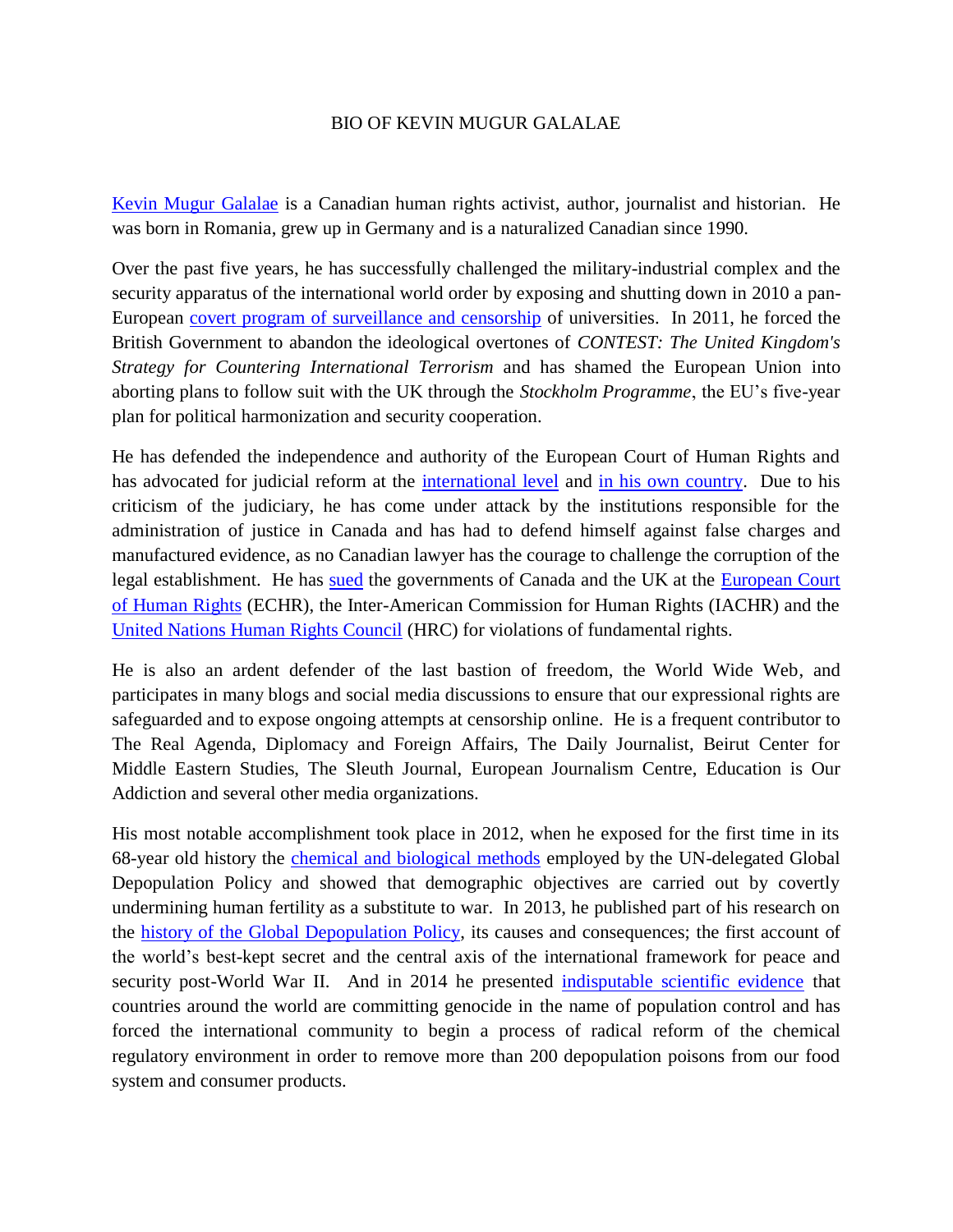# BIO OF KEVIN MUGUR GALALAE

Kevin Mugur Galalae is a Canadian human rights activist, author, journalist and historian. He was born in Romania, grew up in Germany and is a naturalized Canadian since 1990.

Over the past five years, he has successfully challenged the military-industrial complex and the security apparatus of the international world order by exposing and shutting down in 2010 a pan-European covert program of surveillance and censorship of universities. In 2011, he forced the British Government to abandon the ideological overtones of *CONTEST: The United Kingdom's Strategy for Countering International Terrorism* and has shamed the European Union into aborting plans to follow suit with the UK through the *Stockholm Programme*, the EU's five-year plan for political harmonization and security cooperation.

He has defended the independence and authority of the European Court of Human Rights and has advocated for judicial reform at the international level and in his own country. Due to his criticism of the judiciary, he has come under attack by the institutions responsible for the administration of justice in Canada and has had to defend himself against false charges and manufactured evidence, as no Canadian lawyer has the courage to challenge the corruption of the legal establishment. He has sued the governments of Canada and the UK at the European Court of Human Rights (ECHR), the Inter-American Commission for Human Rights (IACHR) and the United Nations Human Rights Council (HRC) for violations of fundamental rights.

He is also an ardent defender of the last bastion of freedom, the World Wide Web, and participates in many blogs and social media discussions to ensure that our expressional rights are safeguarded and to expose ongoing attempts at censorship online. He is a frequent contributor to The Real Agenda, Diplomacy and Foreign Affairs, The Daily Journalist, Beirut Center for Middle Eastern Studies, The Sleuth Journal, European Journalism Centre, Education is Our Addiction and several other media organizations.

His most notable accomplishment took place in 2012, when he exposed for the first time in its 68-year old history the chemical and biological methods employed by the UN-delegated Global Depopulation Policy and showed that demographic objectives are carried out by covertly undermining human fertility as a substitute to war. In 2013, he published part of his research on the history of the Global Depopulation Policy, its causes and consequences; the first account of the world's best-kept secret and the central axis of the international framework for peace and security post-World War II. And in 2014 he presented indisputable scientific evidence that countries around the world are committing genocide in the name of population control and has forced the international community to begin a process of radical reform of the chemical regulatory environment in order to remove more than 200 depopulation poisons from our food system and consumer products.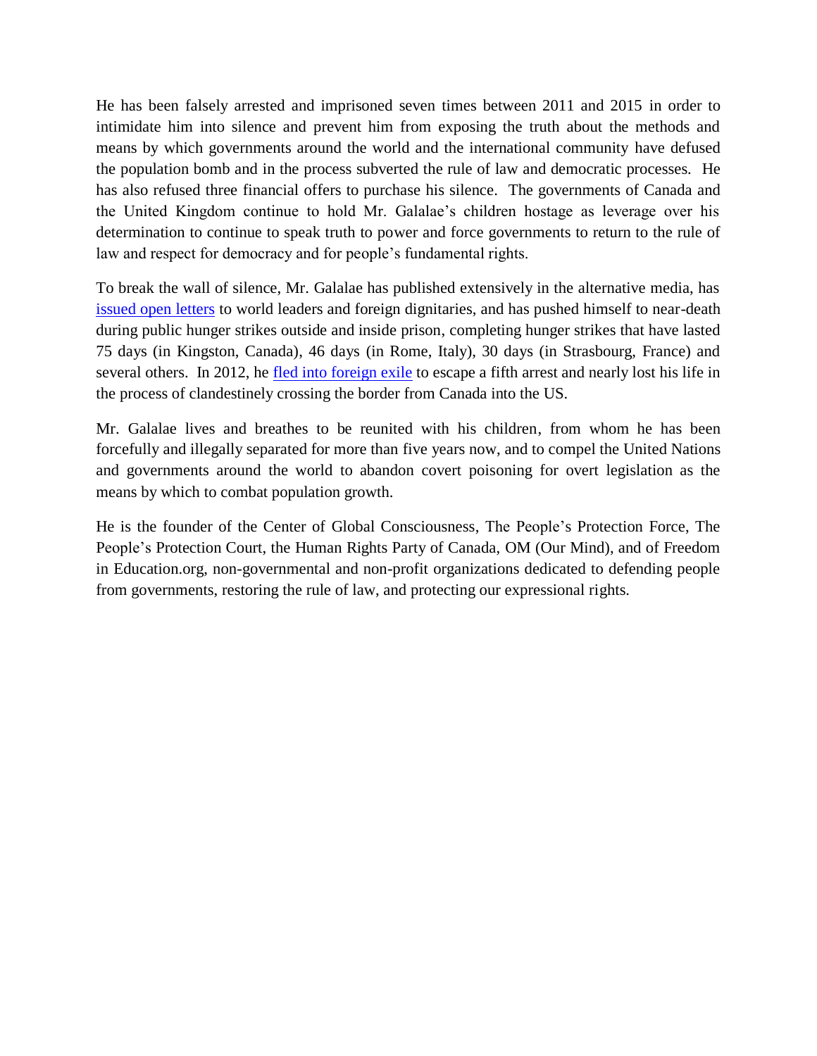He has been falsely arrested and imprisoned seven times between 2011 and 2015 in order to intimidate him into silence and prevent him from exposing the truth about the methods and means by which governments around the world and the international community have defused the population bomb and in the process subverted the rule of law and democratic processes. He has also refused three financial offers to purchase his silence. The governments of Canada and the United Kingdom continue to hold Mr. Galalae's children hostage as leverage over his determination to continue to speak truth to power and force governments to return to the rule of law and respect for democracy and for people's fundamental rights.

To break the wall of silence, Mr. Galalae has published extensively in the alternative media, has issued open letters to world leaders and foreign dignitaries, and has pushed himself to near-death during public hunger strikes outside and inside prison, completing hunger strikes that have lasted 75 days (in Kingston, Canada), 46 days (in Rome, Italy), 30 days (in Strasbourg, France) and several others. In 2012, he fled into foreign exile to escape a fifth arrest and nearly lost his life in the process of clandestinely crossing the border from Canada into the US.

Mr. Galalae lives and breathes to be reunited with his children, from whom he has been forcefully and illegally separated for more than five years now, and to compel the United Nations and governments around the world to abandon covert poisoning for overt legislation as the means by which to combat population growth.

He is the founder of the Center of Global Consciousness, The People's Protection Force, The People's Protection Court, the Human Rights Party of Canada, OM (Our Mind), and of Freedom in Education.org, non-governmental and non-profit organizations dedicated to defending people from governments, restoring the rule of law, and protecting our expressional rights.